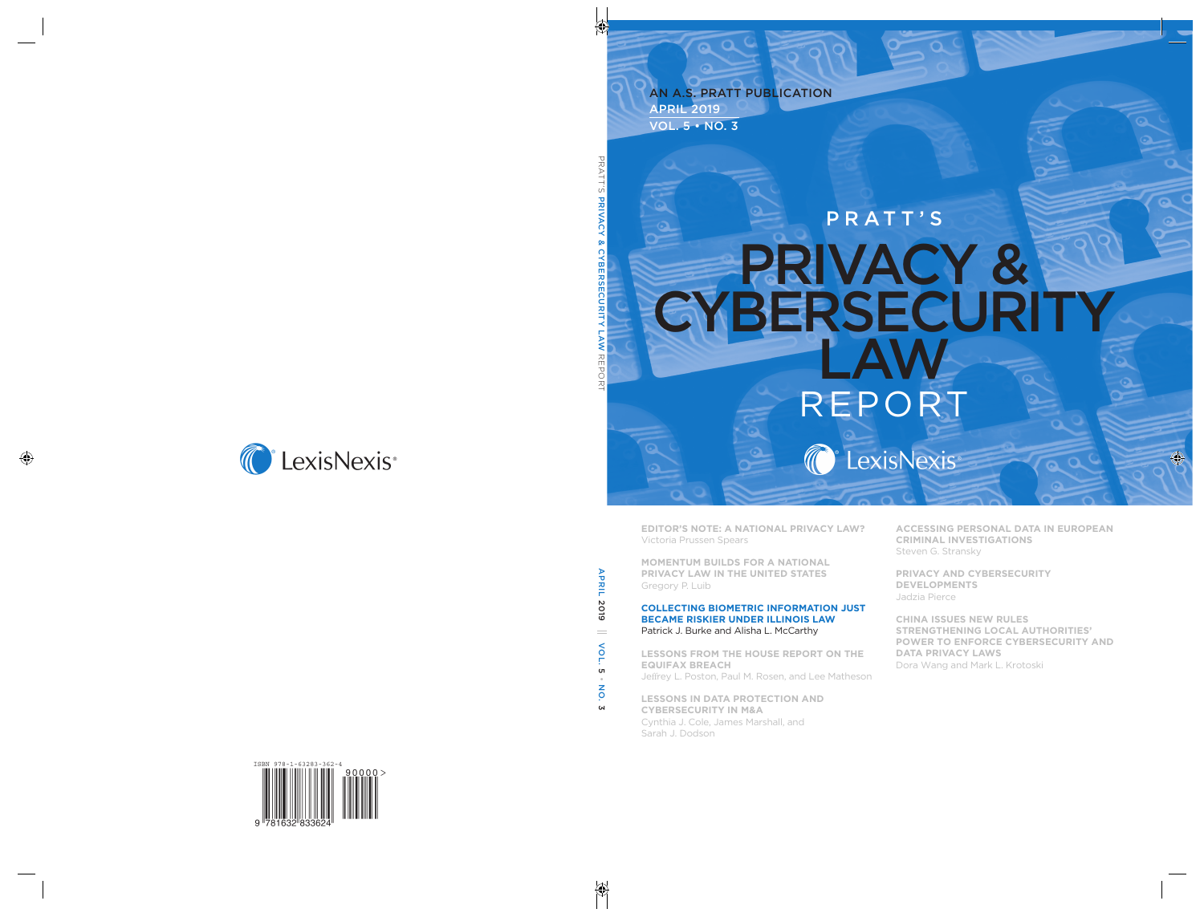AN A.S. PRATT PUBLICATION
APRIL 2019
VOL. 5 • NO. 3

# PRATT'S PRIVACY & CYBERSECURITY LAW REPORT

LexisNexis®

**EDITOR'S NOTE: A NATIONAL PRIVACY LAW?**
Victoria Prussen Spears

**MOMENTUM BUILDS FOR A NATIONAL PRIVACY LAW IN THE UNITED STATES**
Gregory P. Luib

**COLLECTING BIOMETRIC INFORMATION JUST BECAME RISKIER UNDER ILLINOIS LAW**
Patrick J. Burke and Alisha L. McCarthy

**LESSONS FROM THE HOUSE REPORT ON THE EQUIFAX BREACH**
Jeffrey L. Poston, Paul M. Rosen, and Lee Matheson

**LESSONS IN DATA PROTECTION AND CYBERSECURITY IN M&A**
Cynthia J. Cole, James Marshall, and Sarah J. Dodson

**ACCESSING PERSONAL DATA IN EUROPEAN CRIMINAL INVESTIGATIONS**
Steven G. Stransky

**PRIVACY AND CYBERSECURITY DEVELOPMENTS**
Jadzia Pierce

**CHINA ISSUES NEW RULES STRENGTHENING LOCAL AUTHORITIES' POWER TO ENFORCE CYBERSECURITY AND DATA PRIVACY LAWS**
Dora Wang and Mark L. Krotoski

LexisNexis®

ISBN 978-1-63283-362-4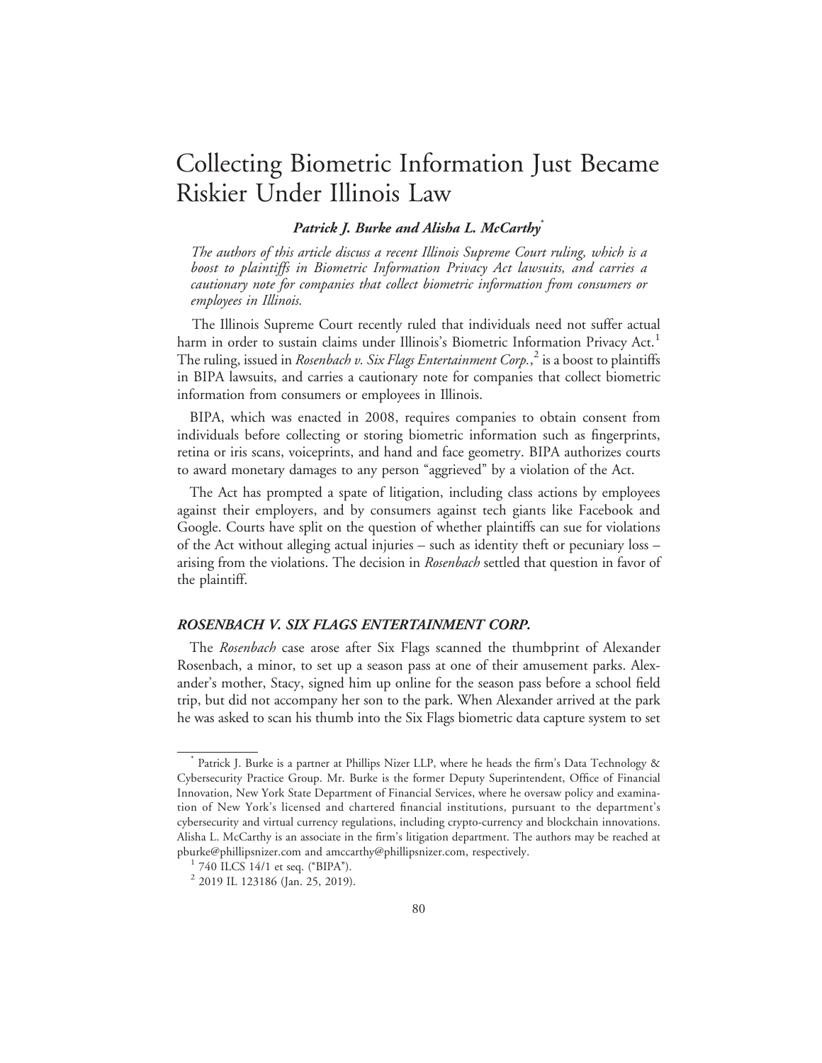# Collecting Biometric Information Just Became Riskier Under Illinois Law

***Patrick J. Burke and Alisha L. McCarthy****

*The authors of this article discuss a recent Illinois Supreme Court ruling, which is a boost to plaintiffs in Biometric Information Privacy Act lawsuits, and carries a cautionary note for companies that collect biometric information from consumers or employees in Illinois.*

The Illinois Supreme Court recently ruled that individuals need not suffer actual harm in order to sustain claims under Illinois's Biometric Information Privacy Act.[1] The ruling, issued in *Rosenbach v. Six Flags Entertainment Corp.*,[2] is a boost to plaintiffs in BIPA lawsuits, and carries a cautionary note for companies that collect biometric information from consumers or employees in Illinois.

BIPA, which was enacted in 2008, requires companies to obtain consent from individuals before collecting or storing biometric information such as fingerprints, retina or iris scans, voiceprints, and hand and face geometry. BIPA authorizes courts to award monetary damages to any person "aggrieved" by a violation of the Act.

The Act has prompted a spate of litigation, including class actions by employees against their employers, and by consumers against tech giants like Facebook and Google. Courts have split on the question of whether plaintiffs can sue for violations of the Act without alleging actual injuries – such as identity theft or pecuniary loss – arising from the violations. The decision in *Rosenbach* settled that question in favor of the plaintiff.

## *ROSENBACH V. SIX FLAGS ENTERTAINMENT CORP.*

The *Rosenbach* case arose after Six Flags scanned the thumbprint of Alexander Rosenbach, a minor, to set up a season pass at one of their amusement parks. Alexander's mother, Stacy, signed him up online for the season pass before a school field trip, but did not accompany her son to the park. When Alexander arrived at the park he was asked to scan his thumb into the Six Flags biometric data capture system to set

---

\* Patrick J. Burke is a partner at Phillips Nizer LLP, where he heads the firm's Data Technology & Cybersecurity Practice Group. Mr. Burke is the former Deputy Superintendent, Office of Financial Innovation, New York State Department of Financial Services, where he oversaw policy and examination of New York's licensed and chartered financial institutions, pursuant to the department's cybersecurity and virtual currency regulations, including crypto-currency and blockchain innovations. Alisha L. McCarthy is an associate in the firm's litigation department. The authors may be reached at pburke@phillipsnizer.com and amccarthy@phillipsnizer.com, respectively.

[1] 740 ILCS 14/1 et seq. ("BIPA").

[2] 2019 IL 123186 (Jan. 25, 2019).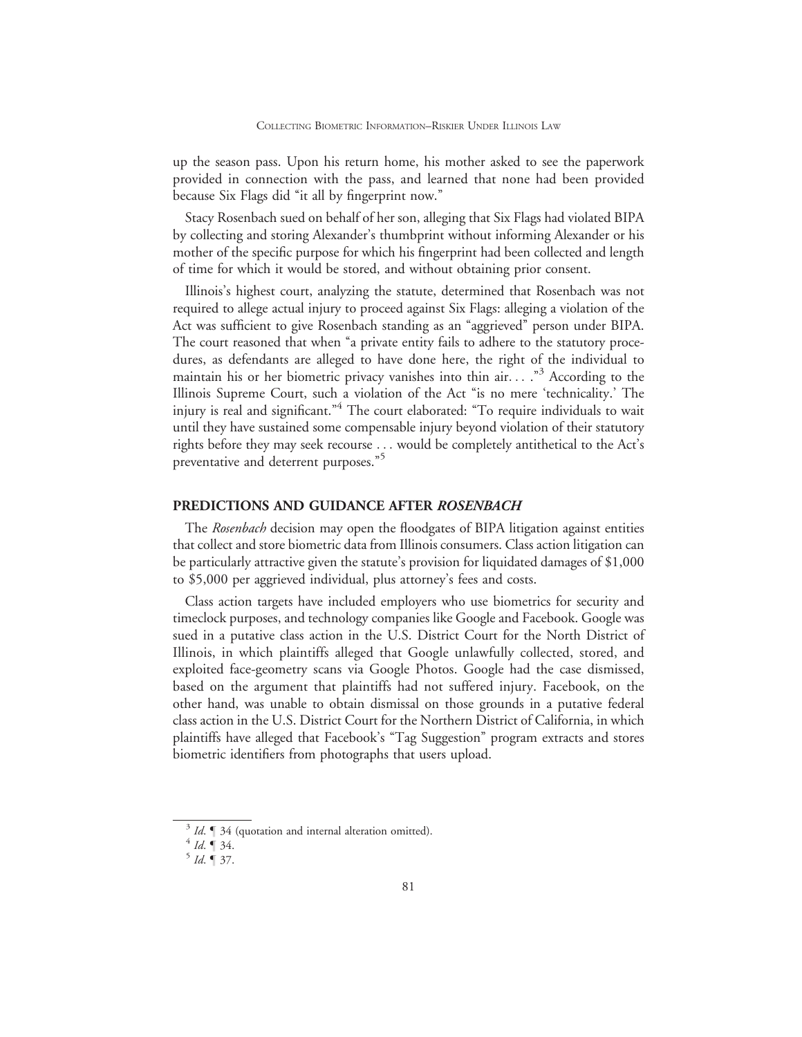up the season pass. Upon his return home, his mother asked to see the paperwork provided in connection with the pass, and learned that none had been provided because Six Flags did "it all by fingerprint now."

Stacy Rosenbach sued on behalf of her son, alleging that Six Flags had violated BIPA by collecting and storing Alexander's thumbprint without informing Alexander or his mother of the specific purpose for which his fingerprint had been collected and length of time for which it would be stored, and without obtaining prior consent.

Illinois's highest court, analyzing the statute, determined that Rosenbach was not required to allege actual injury to proceed against Six Flags: alleging a violation of the Act was sufficient to give Rosenbach standing as an "aggrieved" person under BIPA. The court reasoned that when "a private entity fails to adhere to the statutory procedures, as defendants are alleged to have done here, the right of the individual to maintain his or her biometric privacy vanishes into thin air. . . ."[3] According to the Illinois Supreme Court, such a violation of the Act "is no mere 'technicality.' The injury is real and significant."[4] The court elaborated: "To require individuals to wait until they have sustained some compensable injury beyond violation of their statutory rights before they may seek recourse . . . would be completely antithetical to the Act's preventative and deterrent purposes."[5]

## PREDICTIONS AND GUIDANCE AFTER *ROSENBACH*

The *Rosenbach* decision may open the floodgates of BIPA litigation against entities that collect and store biometric data from Illinois consumers. Class action litigation can be particularly attractive given the statute's provision for liquidated damages of $1,000 to $5,000 per aggrieved individual, plus attorney's fees and costs.

Class action targets have included employers who use biometrics for security and timeclock purposes, and technology companies like Google and Facebook. Google was sued in a putative class action in the U.S. District Court for the North District of Illinois, in which plaintiffs alleged that Google unlawfully collected, stored, and exploited face-geometry scans via Google Photos. Google had the case dismissed, based on the argument that plaintiffs had not suffered injury. Facebook, on the other hand, was unable to obtain dismissal on those grounds in a putative federal class action in the U.S. District Court for the Northern District of California, in which plaintiffs have alleged that Facebook's "Tag Suggestion" program extracts and stores biometric identifiers from photographs that users upload.

---

[3] *Id*. ¶ 34 (quotation and internal alteration omitted).

[4] *Id*. ¶ 34.

[5] *Id*. ¶ 37.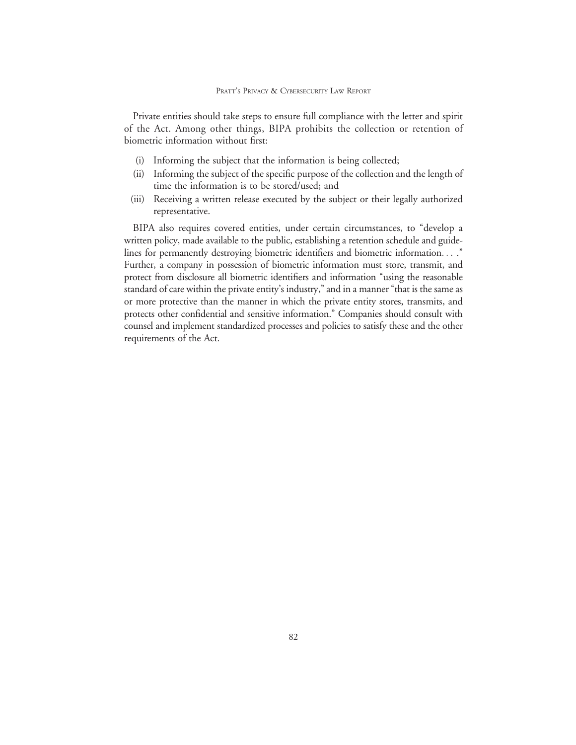Private entities should take steps to ensure full compliance with the letter and spirit of the Act. Among other things, BIPA prohibits the collection or retention of biometric information without first:

(i) Informing the subject that the information is being collected;

(ii) Informing the subject of the specific purpose of the collection and the length of time the information is to be stored/used; and

(iii) Receiving a written release executed by the subject or their legally authorized representative.

BIPA also requires covered entities, under certain circumstances, to "develop a written policy, made available to the public, establishing a retention schedule and guidelines for permanently destroying biometric identifiers and biometric information. . . ." Further, a company in possession of biometric information must store, transmit, and protect from disclosure all biometric identifiers and information "using the reasonable standard of care within the private entity's industry," and in a manner "that is the same as or more protective than the manner in which the private entity stores, transmits, and protects other confidential and sensitive information." Companies should consult with counsel and implement standardized processes and policies to satisfy these and the other requirements of the Act.